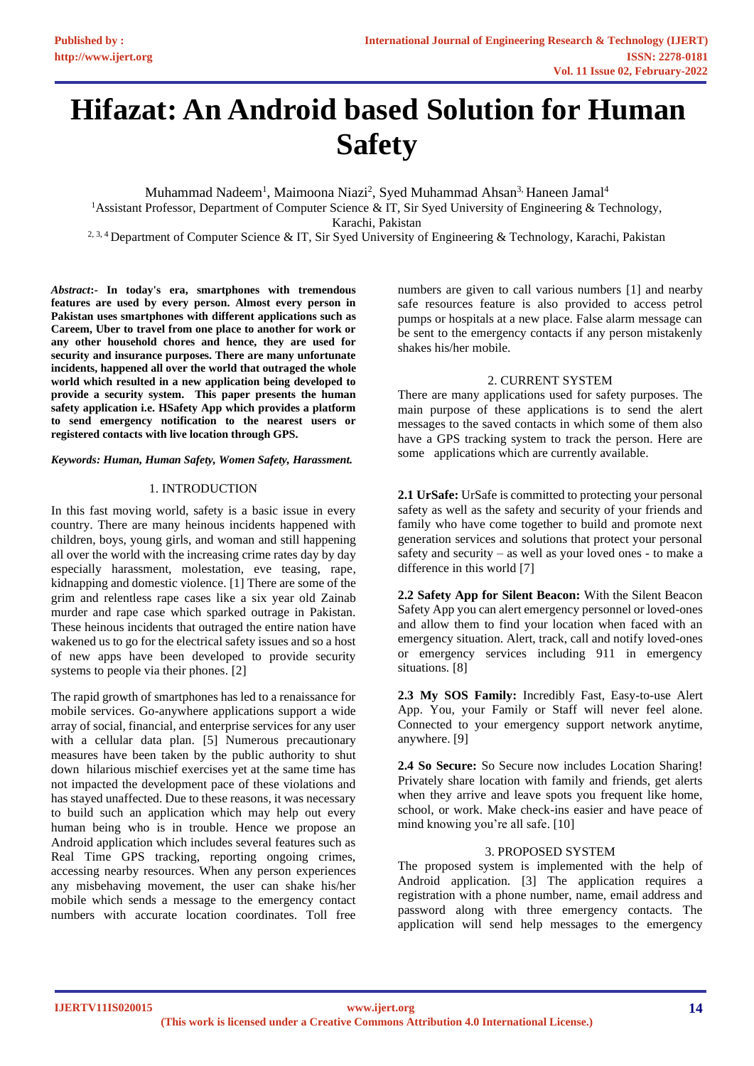# Hifazat: An Android based Solution for Human Safety

Muhammad Nadeem[1], Maimoona Niazi[2], Syed Muhammad Ahsan[3], Haneen Jamal[4]

[1]Assistant Professor, Department of Computer Science & IT, Sir Syed University of Engineering & Technology, Karachi, Pakistan

[2, 3, 4] Department of Computer Science & IT, Sir Syed University of Engineering & Technology, Karachi, Pakistan

***Abstract*:- In today's era, smartphones with tremendous features are used by every person. Almost every person in Pakistan uses smartphones with different applications such as Careem, Uber to travel from one place to another for work or any other household chores and hence, they are used for security and insurance purposes. There are many unfortunate incidents, happened all over the world that outraged the whole world which resulted in a new application being developed to provide a security system. This paper presents the human safety application i.e. HSafety App which provides a platform to send emergency notification to the nearest users or registered contacts with live location through GPS.**

***Keywords: Human, Human Safety, Women Safety, Harassment.***

## 1. INTRODUCTION

In this fast moving world, safety is a basic issue in every country. There are many heinous incidents happened with children, boys, young girls, and woman and still happening all over the world with the increasing crime rates day by day especially harassment, molestation, eve teasing, rape, kidnapping and domestic violence. [1] There are some of the grim and relentless rape cases like a six year old Zainab murder and rape case which sparked outrage in Pakistan. These heinous incidents that outraged the entire nation have wakened us to go for the electrical safety issues and so a host of new apps have been developed to provide security systems to people via their phones. [2]

The rapid growth of smartphones has led to a renaissance for mobile services. Go-anywhere applications support a wide array of social, financial, and enterprise services for any user with a cellular data plan. [5] Numerous precautionary measures have been taken by the public authority to shut down hilarious mischief exercises yet at the same time has not impacted the development pace of these violations and has stayed unaffected. Due to these reasons, it was necessary to build such an application which may help out every human being who is in trouble. Hence we propose an Android application which includes several features such as Real Time GPS tracking, reporting ongoing crimes, accessing nearby resources. When any person experiences any misbehaving movement, the user can shake his/her mobile which sends a message to the emergency contact numbers with accurate location coordinates. Toll free numbers are given to call various numbers [1] and nearby safe resources feature is also provided to access petrol pumps or hospitals at a new place. False alarm message can be sent to the emergency contacts if any person mistakenly shakes his/her mobile.

## 2. CURRENT SYSTEM

There are many applications used for safety purposes. The main purpose of these applications is to send the alert messages to the saved contacts in which some of them also have a GPS tracking system to track the person. Here are some applications which are currently available.

**2.1 UrSafe:** UrSafe is committed to protecting your personal safety as well as the safety and security of your friends and family who have come together to build and promote next generation services and solutions that protect your personal safety and security – as well as your loved ones - to make a difference in this world [7]

**2.2 Safety App for Silent Beacon:** With the Silent Beacon Safety App you can alert emergency personnel or loved-ones and allow them to find your location when faced with an emergency situation. Alert, track, call and notify loved-ones or emergency services including 911 in emergency situations. [8]

**2.3 My SOS Family:** Incredibly Fast, Easy-to-use Alert App. You, your Family or Staff will never feel alone. Connected to your emergency support network anytime, anywhere. [9]

**2.4 So Secure:** So Secure now includes Location Sharing! Privately share location with family and friends, get alerts when they arrive and leave spots you frequent like home, school, or work. Make check-ins easier and have peace of mind knowing you're all safe. [10]

## 3. PROPOSED SYSTEM

The proposed system is implemented with the help of Android application. [3] The application requires a registration with a phone number, name, email address and password along with three emergency contacts. The application will send help messages to the emergency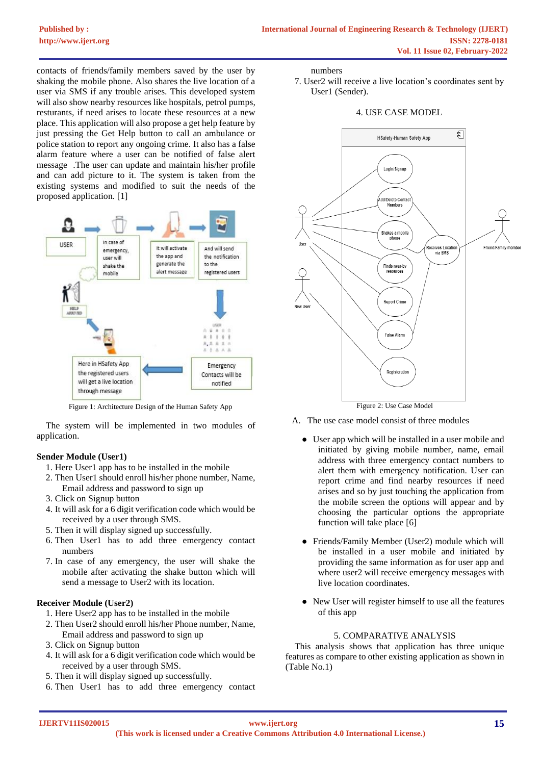contacts of friends/family members saved by the user by shaking the mobile phone. Also shares the live location of a user via SMS if any trouble arises. This developed system will also show nearby resources like hospitals, petrol pumps, resturants, if need arises to locate these resources at a new place. This application will also propose a get help feature by just pressing the Get Help button to call an ambulance or police station to report any ongoing crime. It also has a false alarm feature where a user can be notified of false alert message .The user can update and maintain his/her profile and can add picture to it. The system is taken from the existing systems and modified to suit the needs of the proposed application. [1]

Figure 1: Architecture Design of the Human Safety App

The system will be implemented in two modules of application.

**Sender Module (User1)**

1. Here User1 app has to be installed in the mobile
2. Then User1 should enroll his/her phone number, Name, Email address and password to sign up
3. Click on Signup button
4. It will ask for a 6 digit verification code which would be received by a user through SMS.
5. Then it will display signed up successfully.
6. Then User1 has to add three emergency contact numbers
7. In case of any emergency, the user will shake the mobile after activating the shake button which will send a message to User2 with its location.

**Receiver Module (User2)**

1. Here User2 app has to be installed in the mobile
2. Then User2 should enroll his/her Phone number, Name, Email address and password to sign up
3. Click on Signup button
4. It will ask for a 6 digit verification code which would be received by a user through SMS.
5. Then it will display signed up successfully.
6. Then User1 has to add three emergency contact numbers
7. User2 will receive a live location's coordinates sent by User1 (Sender).

## 4. USE CASE MODEL

Figure 2: Use Case Model

A. The use case model consist of three modules

- User app which will be installed in a user mobile and initiated by giving mobile number, name, email address with three emergency contact numbers to alert them with emergency notification. User can report crime and find nearby resources if need arises and so by just touching the application from the mobile screen the options will appear and by choosing the particular options the appropriate function will take place [6]

- Friends/Family Member (User2) module which will be installed in a user mobile and initiated by providing the same information as for user app and where user2 will receive emergency messages with live location coordinates.

- New User will register himself to use all the features of this app

## 5. COMPARATIVE ANALYSIS

This analysis shows that application has three unique features as compare to other existing application as shown in (Table No.1)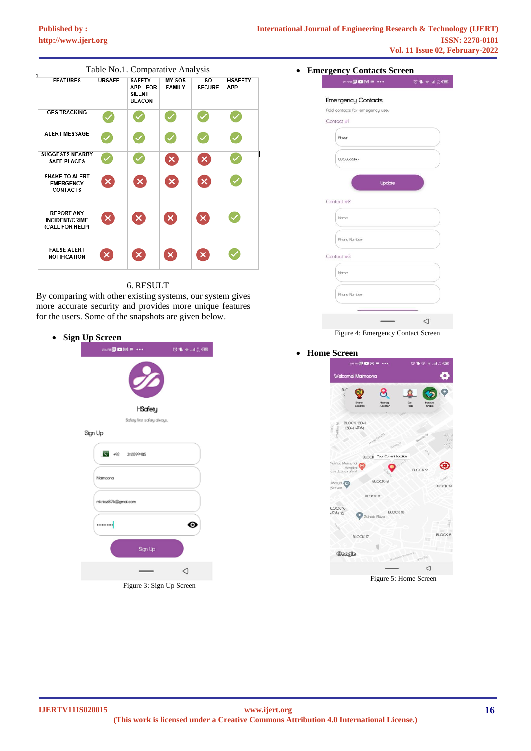Table No.1. Comparative Analysis

| FEATURES | URSAFE | SAFETY APP FOR SILENT BEACON | MY SOS FAMILY | SO SECURE | HSAFETY APP |
|---|---|---|---|---|---|
| GPS TRACKING | ✓ | ✓ | ✓ | ✓ | ✓ |
| ALERT MESSAGE | ✓ | ✓ | ✓ | ✓ | ✓ |
| SUGGESTS NEARBY SAFE PLACES | ✓ | ✓ | ✗ | ✗ | ✓ |
| SHAKE TO ALERT EMERGENCY CONTACTS | ✗ | ✗ | ✗ | ✗ | ✓ |
| REPORT ANY INCIDENT/CRIME (CALL FOR HELP) | ✗ | ✗ | ✗ | ✗ | ✓ |
| FALSE ALERT NOTIFICATION | ✗ | ✗ | ✗ | ✗ | ✓ |

## 6. RESULT

By comparing with other existing systems, our system gives more accurate security and provides more unique features for the users. Some of the snapshots are given below.

- **Sign Up Screen**

Figure 3: Sign Up Screen

- **Emergency Contacts Screen**

Figure 4: Emergency Contact Screen

- **Home Screen**

Figure 5: Home Screen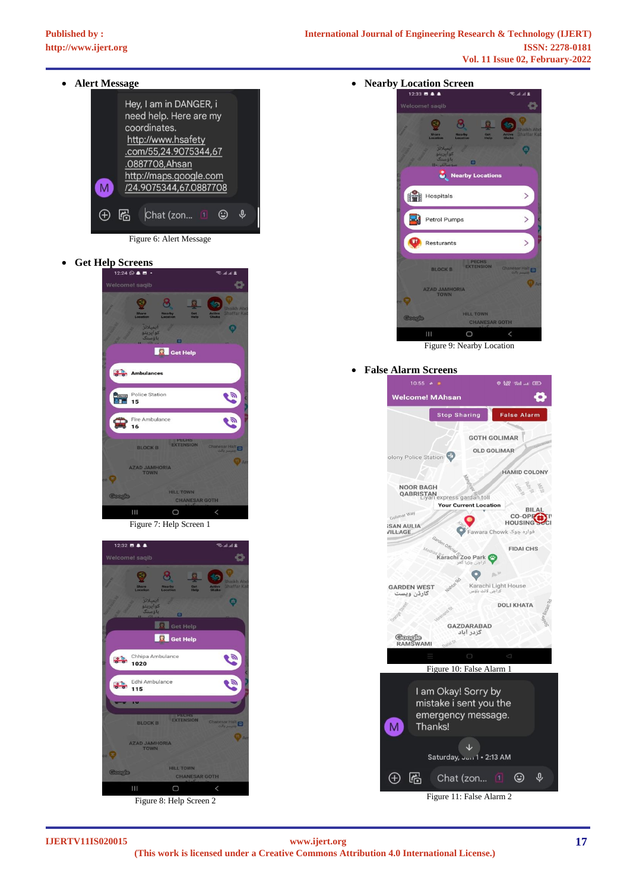- **Alert Message**

Figure 6: Alert Message

- **Get Help Screens**

Figure 7: Help Screen 1

Figure 8: Help Screen 2

- **Nearby Location Screen**

Figure 9: Nearby Location

- **False Alarm Screens**

Figure 10: False Alarm 1

Figure 11: False Alarm 2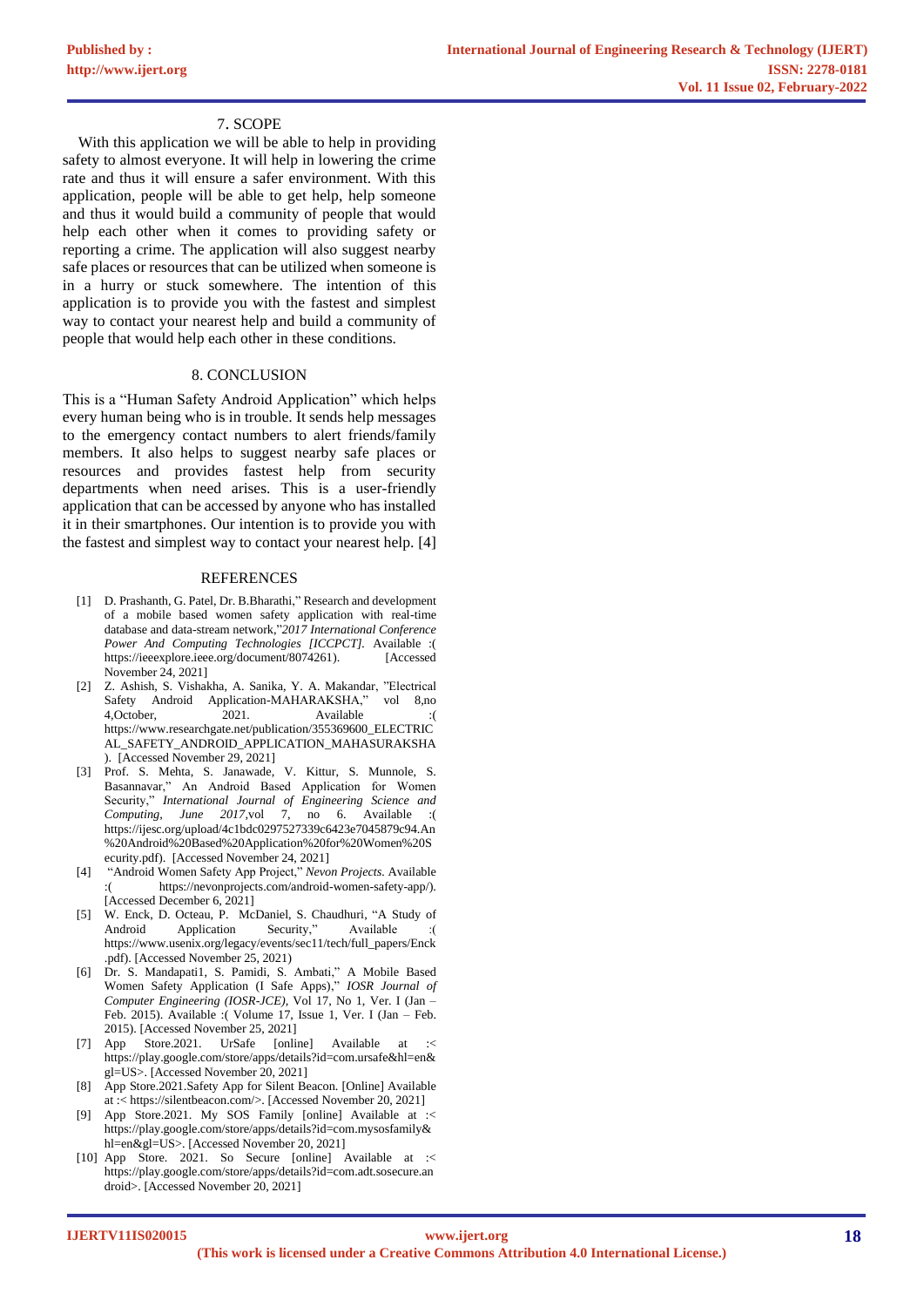## 7. SCOPE

With this application we will be able to help in providing safety to almost everyone. It will help in lowering the crime rate and thus it will ensure a safer environment. With this application, people will be able to get help, help someone and thus it would build a community of people that would help each other when it comes to providing safety or reporting a crime. The application will also suggest nearby safe places or resources that can be utilized when someone is in a hurry or stuck somewhere. The intention of this application is to provide you with the fastest and simplest way to contact your nearest help and build a community of people that would help each other in these conditions.

## 8. CONCLUSION

This is a "Human Safety Android Application" which helps every human being who is in trouble. It sends help messages to the emergency contact numbers to alert friends/family members. It also helps to suggest nearby safe places or resources and provides fastest help from security departments when need arises. This is a user-friendly application that can be accessed by anyone who has installed it in their smartphones. Our intention is to provide you with the fastest and simplest way to contact your nearest help. [4]

## REFERENCES

[1] D. Prashanth, G. Patel, Dr. B.Bharathi," Research and development of a mobile based women safety application with real-time database and data-stream network,"*2017 International Conference Power And Computing Technologies [ICCPCT]*. Available :( https://ieeexplore.ieee.org/document/8074261). [Accessed November 24, 2021]

[2] Z. Ashish, S. Vishakha, A. Sanika, Y. A. Makandar, "Electrical Safety Android Application-MAHARAKSHA," vol 8,no 4,October, 2021. Available :( https://www.researchgate.net/publication/355369600_ELECTRICAL_SAFETY_ANDROID_APPLICATION_MAHASURAKSHA). [Accessed November 29, 2021]

[3] Prof. S. Mehta, S. Janawade, V. Kittur, S. Munnole, S. Basannavar," An Android Based Application for Women Security," *International Journal of Engineering Science and Computing, June 2017*,vol 7, no 6. Available :( https://ijesc.org/upload/4c1bdc0297527339c6423e7045879c94.An%20Android%20Based%20Application%20for%20Women%20Security.pdf). [Accessed November 24, 2021]

[4] "Android Women Safety App Project," *Nevon Projects.* Available :( https://nevonprojects.com/android-women-safety-app/). [Accessed December 6, 2021]

[5] W. Enck, D. Octeau, P. McDaniel, S. Chaudhuri, "A Study of Android Application Security," Available :( https://www.usenix.org/legacy/events/sec11/tech/full_papers/Enck.pdf). [Accessed November 25, 2021)

[6] Dr. S. Mandapati1, S. Pamidi, S. Ambati," A Mobile Based Women Safety Application (I Safe Apps)," *IOSR Journal of Computer Engineering (IOSR-JCE)*, Vol 17, No 1, Ver. I (Jan – Feb. 2015). Available :( Volume 17, Issue 1, Ver. I (Jan – Feb. 2015). [Accessed November 25, 2021]

[7] App Store.2021. UrSafe [online] Available at :< https://play.google.com/store/apps/details?id=com.ursafe&hl=en&gl=US>. [Accessed November 20, 2021]

[8] App Store.2021.Safety App for Silent Beacon. [Online] Available at :< https://silentbeacon.com/>. [Accessed November 20, 2021]

[9] App Store.2021. My SOS Family [online] Available at :< https://play.google.com/store/apps/details?id=com.mysosfamily&hl=en&gl=US>. [Accessed November 20, 2021]

[10] App Store. 2021. So Secure [online] Available at :< https://play.google.com/store/apps/details?id=com.adt.sosecure.android>. [Accessed November 20, 2021]